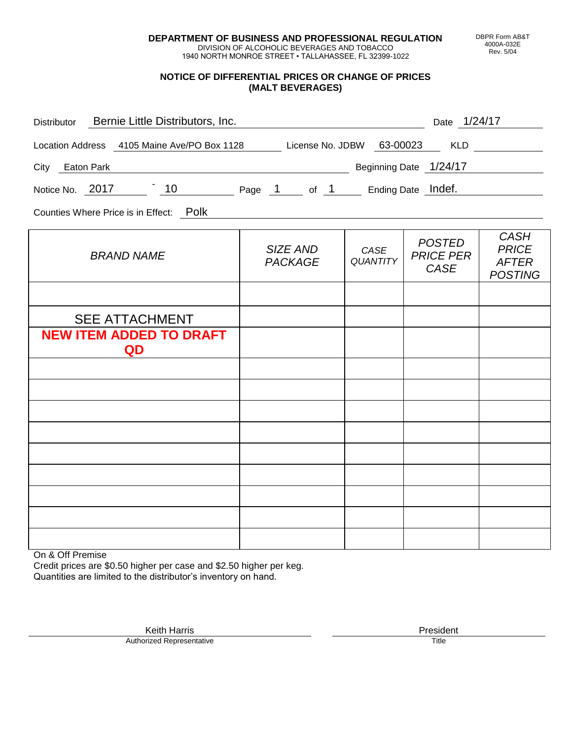**DEPARTMENT OF BUSINESS AND PROFESSIONAL REGULATION**
DIVISION OF ALCOHOLIC BEVERAGES AND TOBACCO
1940 NORTH MONROE STREET • TALLAHASSEE, FL 32399-1022

DBPR Form AB&T
4000A-032E
Rev. 5/04

**NOTICE OF DIFFERENTIAL PRICES OR CHANGE OF PRICES**
**(MALT BEVERAGES)**

Distributor: Bernie Little Distributors, Inc. Date: 1/24/17

Location Address: 4105 Maine Ave/PO Box 1128 License No. JDBW 63-00023 KLD

City: Eaton Park Beginning Date: 1/24/17

Notice No. 2017 - 10 Page 1 of 1 Ending Date: Indef.

Counties Where Price is in Effect: Polk

| *BRAND NAME* | *SIZE AND PACKAGE* | *CASE QUANTITY* | *POSTED PRICE PER CASE* | *CASH PRICE AFTER POSTING* |
|---|---|---|---|---|
| | | | | |
| SEE ATTACHMENT | | | | |
| **NEW ITEM ADDED TO DRAFT QD** | | | | |
| | | | | |
| | | | | |
| | | | | |
| | | | | |
| | | | | |
| | | | | |
| | | | | |
| | | | | |
| | | | | |

On & Off Premise
Credit prices are $0.50 higher per case and $2.50 higher per keg.
Quantities are limited to the distributor's inventory on hand.

Keith Harris — Authorized Representative

President — Title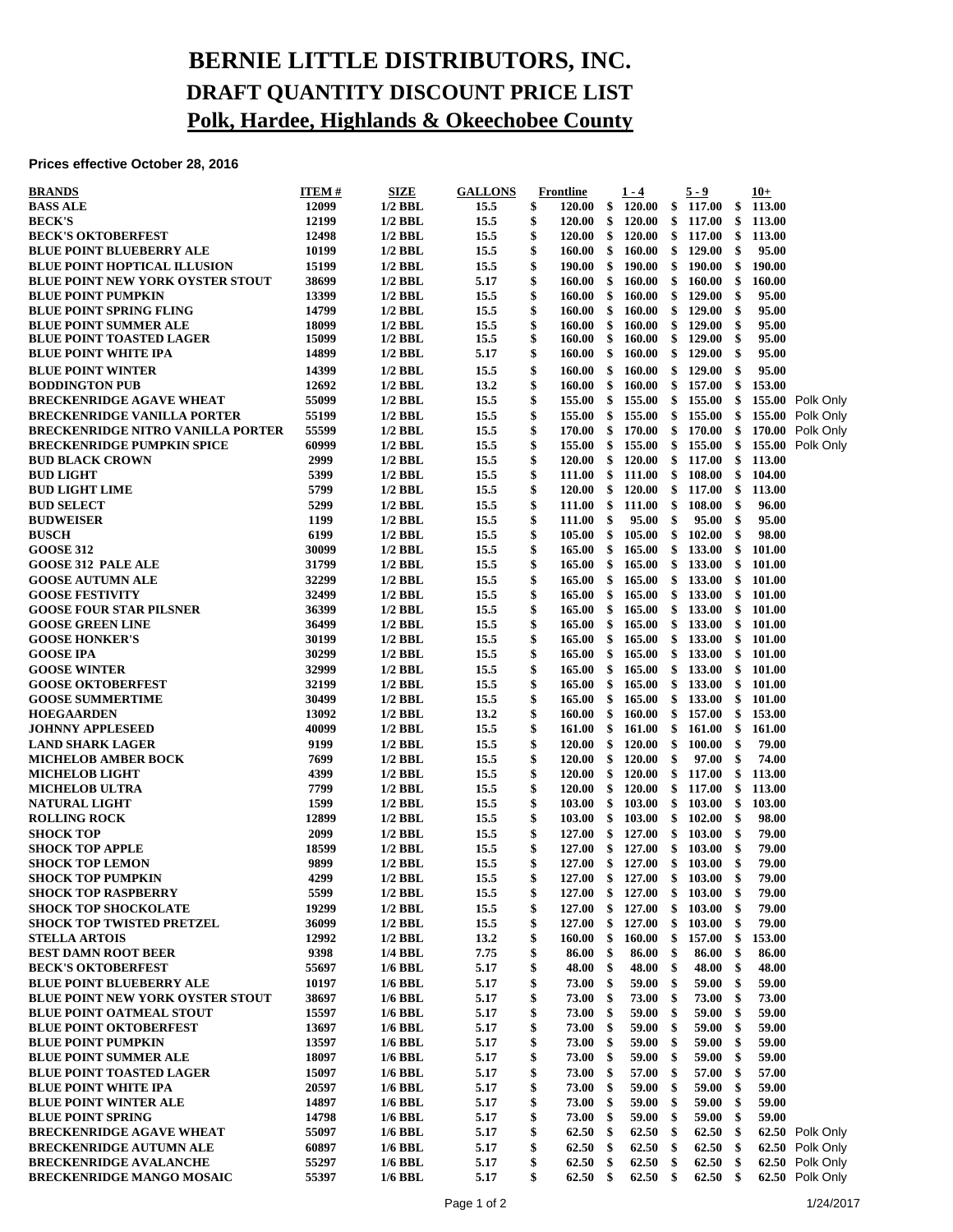# BERNIE LITTLE DISTRIBUTORS, INC.
## DRAFT QUANTITY DISCOUNT PRICE LIST
## Polk, Hardee, Highlands & Okeechobee County

**Prices effective October 28, 2016**

| BRANDS | ITEM # | SIZE | GALLONS | Frontline | 1 - 4 | 5 - 9 | 10+ | |
|---|---|---|---|---|---|---|---|---|
| BASS ALE | 12099 | 1/2 BBL | 15.5 | $ 120.00 | $ 120.00 | $ 117.00 | $ 113.00 | |
| BECK'S | 12199 | 1/2 BBL | 15.5 | $ 120.00 | $ 120.00 | $ 117.00 | $ 113.00 | |
| BECK'S OKTOBERFEST | 12498 | 1/2 BBL | 15.5 | $ 120.00 | $ 120.00 | $ 117.00 | $ 113.00 | |
| BLUE POINT BLUEBERRY ALE | 10199 | 1/2 BBL | 15.5 | $ 160.00 | $ 160.00 | $ 129.00 | $ 95.00 | |
| BLUE POINT HOPTICAL ILLUSION | 15199 | 1/2 BBL | 15.5 | $ 190.00 | $ 190.00 | $ 190.00 | $ 190.00 | |
| BLUE POINT NEW YORK OYSTER STOUT | 38699 | 1/2 BBL | 5.17 | $ 160.00 | $ 160.00 | $ 160.00 | $ 160.00 | |
| BLUE POINT PUMPKIN | 13399 | 1/2 BBL | 15.5 | $ 160.00 | $ 160.00 | $ 129.00 | $ 95.00 | |
| BLUE POINT SPRING FLING | 14799 | 1/2 BBL | 15.5 | $ 160.00 | $ 160.00 | $ 129.00 | $ 95.00 | |
| BLUE POINT SUMMER ALE | 18099 | 1/2 BBL | 15.5 | $ 160.00 | $ 160.00 | $ 129.00 | $ 95.00 | |
| BLUE POINT TOASTED LAGER | 15099 | 1/2 BBL | 15.5 | $ 160.00 | $ 160.00 | $ 129.00 | $ 95.00 | |
| BLUE POINT WHITE IPA | 14899 | 1/2 BBL | 5.17 | $ 160.00 | $ 160.00 | $ 129.00 | $ 95.00 | |
| BLUE POINT WINTER | 14399 | 1/2 BBL | 15.5 | $ 160.00 | $ 160.00 | $ 129.00 | $ 95.00 | |
| BODDINGTON PUB | 12692 | 1/2 BBL | 13.2 | $ 160.00 | $ 160.00 | $ 157.00 | $ 153.00 | |
| BRECKENRIDGE AGAVE WHEAT | 55099 | 1/2 BBL | 15.5 | $ 155.00 | $ 155.00 | $ 155.00 | $ 155.00 | Polk Only |
| BRECKENRIDGE VANILLA PORTER | 55199 | 1/2 BBL | 15.5 | $ 155.00 | $ 155.00 | $ 155.00 | $ 155.00 | Polk Only |
| BRECKENRIDGE NITRO VANILLA PORTER | 55599 | 1/2 BBL | 15.5 | $ 170.00 | $ 170.00 | $ 170.00 | $ 170.00 | Polk Only |
| BRECKENRIDGE PUMPKIN SPICE | 60999 | 1/2 BBL | 15.5 | $ 155.00 | $ 155.00 | $ 155.00 | $ 155.00 | Polk Only |
| BUD BLACK CROWN | 2999 | 1/2 BBL | 15.5 | $ 120.00 | $ 120.00 | $ 117.00 | $ 113.00 | |
| BUD LIGHT | 5399 | 1/2 BBL | 15.5 | $ 111.00 | $ 111.00 | $ 108.00 | $ 104.00 | |
| BUD LIGHT LIME | 5799 | 1/2 BBL | 15.5 | $ 120.00 | $ 120.00 | $ 117.00 | $ 113.00 | |
| BUD SELECT | 5299 | 1/2 BBL | 15.5 | $ 111.00 | $ 111.00 | $ 108.00 | $ 96.00 | |
| BUDWEISER | 1199 | 1/2 BBL | 15.5 | $ 111.00 | $ 95.00 | $ 95.00 | $ 95.00 | |
| BUSCH | 6199 | 1/2 BBL | 15.5 | $ 105.00 | $ 105.00 | $ 102.00 | $ 98.00 | |
| GOOSE 312 | 30099 | 1/2 BBL | 15.5 | $ 165.00 | $ 165.00 | $ 133.00 | $ 101.00 | |
| GOOSE 312 PALE ALE | 31799 | 1/2 BBL | 15.5 | $ 165.00 | $ 165.00 | $ 133.00 | $ 101.00 | |
| GOOSE AUTUMN ALE | 32299 | 1/2 BBL | 15.5 | $ 165.00 | $ 165.00 | $ 133.00 | $ 101.00 | |
| GOOSE FESTIVITY | 32499 | 1/2 BBL | 15.5 | $ 165.00 | $ 165.00 | $ 133.00 | $ 101.00 | |
| GOOSE FOUR STAR PILSNER | 36399 | 1/2 BBL | 15.5 | $ 165.00 | $ 165.00 | $ 133.00 | $ 101.00 | |
| GOOSE GREEN LINE | 36499 | 1/2 BBL | 15.5 | $ 165.00 | $ 165.00 | $ 133.00 | $ 101.00 | |
| GOOSE HONKER'S | 30199 | 1/2 BBL | 15.5 | $ 165.00 | $ 165.00 | $ 133.00 | $ 101.00 | |
| GOOSE IPA | 30299 | 1/2 BBL | 15.5 | $ 165.00 | $ 165.00 | $ 133.00 | $ 101.00 | |
| GOOSE WINTER | 32999 | 1/2 BBL | 15.5 | $ 165.00 | $ 165.00 | $ 133.00 | $ 101.00 | |
| GOOSE OKTOBERFEST | 32199 | 1/2 BBL | 15.5 | $ 165.00 | $ 165.00 | $ 133.00 | $ 101.00 | |
| GOOSE SUMMERTIME | 30499 | 1/2 BBL | 15.5 | $ 165.00 | $ 165.00 | $ 133.00 | $ 101.00 | |
| HOEGAARDEN | 13092 | 1/2 BBL | 13.2 | $ 160.00 | $ 160.00 | $ 157.00 | $ 153.00 | |
| JOHNNY APPLESEED | 40099 | 1/2 BBL | 15.5 | $ 161.00 | $ 161.00 | $ 161.00 | $ 161.00 | |
| LAND SHARK LAGER | 9199 | 1/2 BBL | 15.5 | $ 120.00 | $ 120.00 | $ 100.00 | $ 79.00 | |
| MICHELOB AMBER BOCK | 7699 | 1/2 BBL | 15.5 | $ 120.00 | $ 120.00 | $ 97.00 | $ 74.00 | |
| MICHELOB LIGHT | 4399 | 1/2 BBL | 15.5 | $ 120.00 | $ 120.00 | $ 117.00 | $ 113.00 | |
| MICHELOB ULTRA | 7799 | 1/2 BBL | 15.5 | $ 120.00 | $ 120.00 | $ 117.00 | $ 113.00 | |
| NATURAL LIGHT | 1599 | 1/2 BBL | 15.5 | $ 103.00 | $ 103.00 | $ 103.00 | $ 103.00 | |
| ROLLING ROCK | 12899 | 1/2 BBL | 15.5 | $ 103.00 | $ 103.00 | $ 102.00 | $ 98.00 | |
| SHOCK TOP | 2099 | 1/2 BBL | 15.5 | $ 127.00 | $ 127.00 | $ 103.00 | $ 79.00 | |
| SHOCK TOP APPLE | 18599 | 1/2 BBL | 15.5 | $ 127.00 | $ 127.00 | $ 103.00 | $ 79.00 | |
| SHOCK TOP LEMON | 9899 | 1/2 BBL | 15.5 | $ 127.00 | $ 127.00 | $ 103.00 | $ 79.00 | |
| SHOCK TOP PUMPKIN | 4299 | 1/2 BBL | 15.5 | $ 127.00 | $ 127.00 | $ 103.00 | $ 79.00 | |
| SHOCK TOP RASPBERRY | 5599 | 1/2 BBL | 15.5 | $ 127.00 | $ 127.00 | $ 103.00 | $ 79.00 | |
| SHOCK TOP SHOCKOLATE | 19299 | 1/2 BBL | 15.5 | $ 127.00 | $ 127.00 | $ 103.00 | $ 79.00 | |
| SHOCK TOP TWISTED PRETZEL | 36099 | 1/2 BBL | 15.5 | $ 127.00 | $ 127.00 | $ 103.00 | $ 79.00 | |
| STELLA ARTOIS | 12992 | 1/2 BBL | 13.2 | $ 160.00 | $ 160.00 | $ 157.00 | $ 153.00 | |
| BEST DAMN ROOT BEER | 9398 | 1/4 BBL | 7.75 | $ 86.00 | $ 86.00 | $ 86.00 | $ 86.00 | |
| BECK'S OKTOBERFEST | 55697 | 1/6 BBL | 5.17 | $ 48.00 | $ 48.00 | $ 48.00 | $ 48.00 | |
| BLUE POINT BLUEBERRY ALE | 10197 | 1/6 BBL | 5.17 | $ 73.00 | $ 59.00 | $ 59.00 | $ 59.00 | |
| BLUE POINT NEW YORK OYSTER STOUT | 38697 | 1/6 BBL | 5.17 | $ 73.00 | $ 73.00 | $ 73.00 | $ 73.00 | |
| BLUE POINT OATMEAL STOUT | 15597 | 1/6 BBL | 5.17 | $ 73.00 | $ 59.00 | $ 59.00 | $ 59.00 | |
| BLUE POINT OKTOBERFEST | 13697 | 1/6 BBL | 5.17 | $ 73.00 | $ 59.00 | $ 59.00 | $ 59.00 | |
| BLUE POINT PUMPKIN | 13597 | 1/6 BBL | 5.17 | $ 73.00 | $ 59.00 | $ 59.00 | $ 59.00 | |
| BLUE POINT SUMMER ALE | 18097 | 1/6 BBL | 5.17 | $ 73.00 | $ 59.00 | $ 59.00 | $ 59.00 | |
| BLUE POINT TOASTED LAGER | 15097 | 1/6 BBL | 5.17 | $ 73.00 | $ 57.00 | $ 57.00 | $ 57.00 | |
| BLUE POINT WHITE IPA | 20597 | 1/6 BBL | 5.17 | $ 73.00 | $ 59.00 | $ 59.00 | $ 59.00 | |
| BLUE POINT WINTER ALE | 14897 | 1/6 BBL | 5.17 | $ 73.00 | $ 59.00 | $ 59.00 | $ 59.00 | |
| BLUE POINT SPRING | 14798 | 1/6 BBL | 5.17 | $ 73.00 | $ 59.00 | $ 59.00 | $ 59.00 | |
| BRECKENRIDGE AGAVE WHEAT | 55097 | 1/6 BBL | 5.17 | $ 62.50 | $ 62.50 | $ 62.50 | $ 62.50 | Polk Only |
| BRECKENRIDGE AUTUMN ALE | 60897 | 1/6 BBL | 5.17 | $ 62.50 | $ 62.50 | $ 62.50 | $ 62.50 | Polk Only |
| BRECKENRIDGE AVALANCHE | 55297 | 1/6 BBL | 5.17 | $ 62.50 | $ 62.50 | $ 62.50 | $ 62.50 | Polk Only |
| BRECKENRIDGE MANGO MOSAIC | 55397 | 1/6 BBL | 5.17 | $ 62.50 | $ 62.50 | $ 62.50 | $ 62.50 | Polk Only |

1/24/2017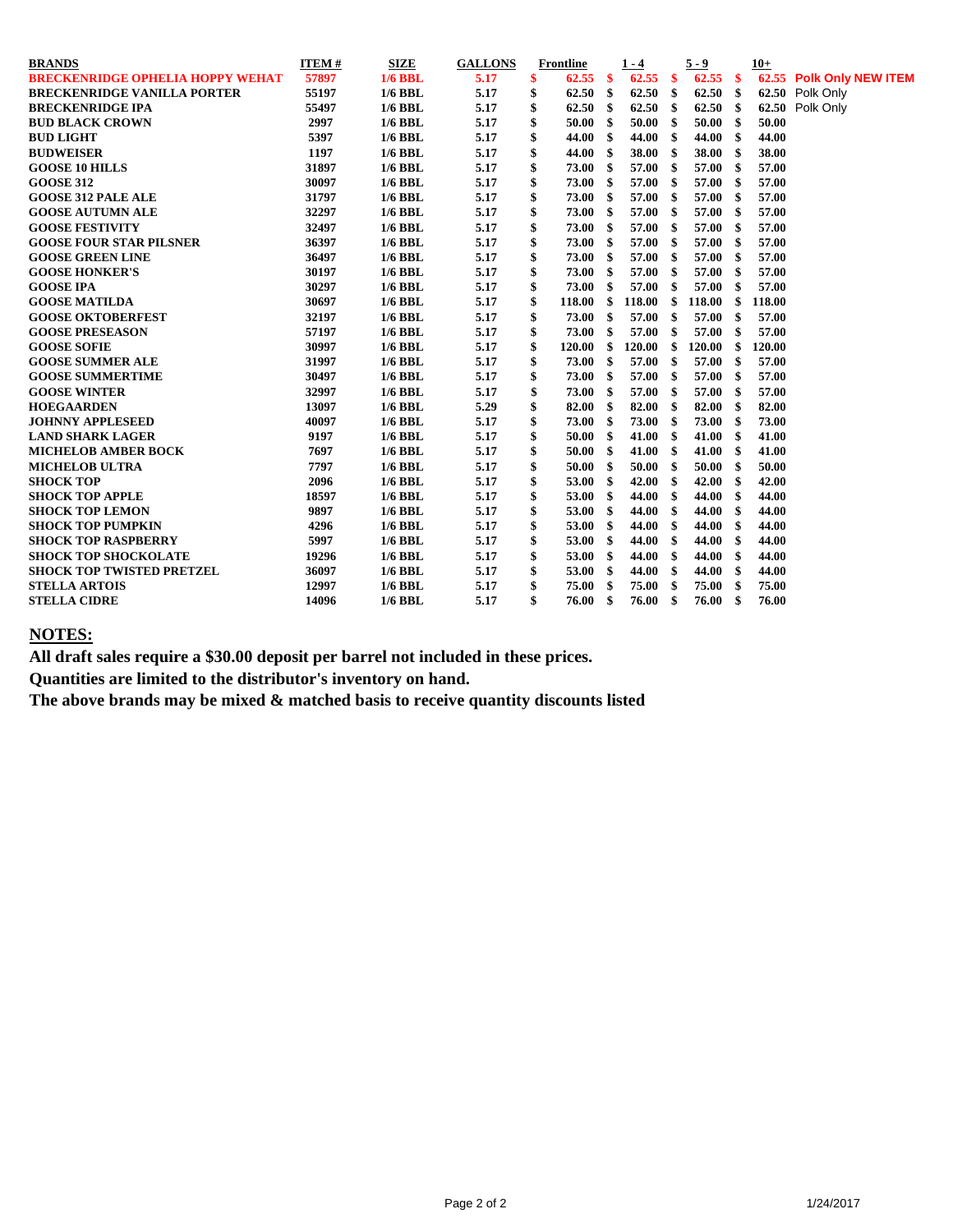| BRANDS | ITEM # | SIZE | GALLONS | Frontline | 1 - 4 | 5 - 9 | 10+ | |
|---|---|---|---|---|---|---|---|---|
| BRECKENRIDGE OPHELIA HOPPY WEHAT | 57897 | 1/6 BBL | 5.17 | $ 62.55 | $ 62.55 | $ 62.55 | $ 62.55 | Polk Only NEW ITEM |
| BRECKENRIDGE VANILLA PORTER | 55197 | 1/6 BBL | 5.17 | $ 62.50 | $ 62.50 | $ 62.50 | $ 62.50 | Polk Only |
| BRECKENRIDGE IPA | 55497 | 1/6 BBL | 5.17 | $ 62.50 | $ 62.50 | $ 62.50 | $ 62.50 | Polk Only |
| BUD BLACK CROWN | 2997 | 1/6 BBL | 5.17 | $ 50.00 | $ 50.00 | $ 50.00 | $ 50.00 | |
| BUD LIGHT | 5397 | 1/6 BBL | 5.17 | $ 44.00 | $ 44.00 | $ 44.00 | $ 44.00 | |
| BUDWEISER | 1197 | 1/6 BBL | 5.17 | $ 44.00 | $ 38.00 | $ 38.00 | $ 38.00 | |
| GOOSE 10 HILLS | 31897 | 1/6 BBL | 5.17 | $ 73.00 | $ 57.00 | $ 57.00 | $ 57.00 | |
| GOOSE 312 | 30097 | 1/6 BBL | 5.17 | $ 73.00 | $ 57.00 | $ 57.00 | $ 57.00 | |
| GOOSE 312 PALE ALE | 31797 | 1/6 BBL | 5.17 | $ 73.00 | $ 57.00 | $ 57.00 | $ 57.00 | |
| GOOSE AUTUMN ALE | 32297 | 1/6 BBL | 5.17 | $ 73.00 | $ 57.00 | $ 57.00 | $ 57.00 | |
| GOOSE FESTIVITY | 32497 | 1/6 BBL | 5.17 | $ 73.00 | $ 57.00 | $ 57.00 | $ 57.00 | |
| GOOSE FOUR STAR PILSNER | 36397 | 1/6 BBL | 5.17 | $ 73.00 | $ 57.00 | $ 57.00 | $ 57.00 | |
| GOOSE GREEN LINE | 36497 | 1/6 BBL | 5.17 | $ 73.00 | $ 57.00 | $ 57.00 | $ 57.00 | |
| GOOSE HONKER'S | 30197 | 1/6 BBL | 5.17 | $ 73.00 | $ 57.00 | $ 57.00 | $ 57.00 | |
| GOOSE IPA | 30297 | 1/6 BBL | 5.17 | $ 73.00 | $ 57.00 | $ 57.00 | $ 57.00 | |
| GOOSE MATILDA | 30697 | 1/6 BBL | 5.17 | $ 118.00 | $ 118.00 | $ 118.00 | $ 118.00 | |
| GOOSE OKTOBERFEST | 32197 | 1/6 BBL | 5.17 | $ 73.00 | $ 57.00 | $ 57.00 | $ 57.00 | |
| GOOSE PRESEASON | 57197 | 1/6 BBL | 5.17 | $ 73.00 | $ 57.00 | $ 57.00 | $ 57.00 | |
| GOOSE SOFIE | 30997 | 1/6 BBL | 5.17 | $ 120.00 | $ 120.00 | $ 120.00 | $ 120.00 | |
| GOOSE SUMMER ALE | 31997 | 1/6 BBL | 5.17 | $ 73.00 | $ 57.00 | $ 57.00 | $ 57.00 | |
| GOOSE SUMMERTIME | 30497 | 1/6 BBL | 5.17 | $ 73.00 | $ 57.00 | $ 57.00 | $ 57.00 | |
| GOOSE WINTER | 32997 | 1/6 BBL | 5.17 | $ 73.00 | $ 57.00 | $ 57.00 | $ 57.00 | |
| HOEGAARDEN | 13097 | 1/6 BBL | 5.29 | $ 82.00 | $ 82.00 | $ 82.00 | $ 82.00 | |
| JOHNNY APPLESEED | 40097 | 1/6 BBL | 5.17 | $ 73.00 | $ 73.00 | $ 73.00 | $ 73.00 | |
| LAND SHARK LAGER | 9197 | 1/6 BBL | 5.17 | $ 50.00 | $ 41.00 | $ 41.00 | $ 41.00 | |
| MICHELOB AMBER BOCK | 7697 | 1/6 BBL | 5.17 | $ 50.00 | $ 41.00 | $ 41.00 | $ 41.00 | |
| MICHELOB ULTRA | 7797 | 1/6 BBL | 5.17 | $ 50.00 | $ 50.00 | $ 50.00 | $ 50.00 | |
| SHOCK TOP | 2096 | 1/6 BBL | 5.17 | $ 53.00 | $ 42.00 | $ 42.00 | $ 42.00 | |
| SHOCK TOP APPLE | 18597 | 1/6 BBL | 5.17 | $ 53.00 | $ 44.00 | $ 44.00 | $ 44.00 | |
| SHOCK TOP LEMON | 9897 | 1/6 BBL | 5.17 | $ 53.00 | $ 44.00 | $ 44.00 | $ 44.00 | |
| SHOCK TOP PUMPKIN | 4296 | 1/6 BBL | 5.17 | $ 53.00 | $ 44.00 | $ 44.00 | $ 44.00 | |
| SHOCK TOP RASPBERRY | 5997 | 1/6 BBL | 5.17 | $ 53.00 | $ 44.00 | $ 44.00 | $ 44.00 | |
| SHOCK TOP SHOCKOLATE | 19296 | 1/6 BBL | 5.17 | $ 53.00 | $ 44.00 | $ 44.00 | $ 44.00 | |
| SHOCK TOP TWISTED PRETZEL | 36097 | 1/6 BBL | 5.17 | $ 53.00 | $ 44.00 | $ 44.00 | $ 44.00 | |
| STELLA ARTOIS | 12997 | 1/6 BBL | 5.17 | $ 75.00 | $ 75.00 | $ 75.00 | $ 75.00 | |
| STELLA CIDRE | 14096 | 1/6 BBL | 5.17 | $ 76.00 | $ 76.00 | $ 76.00 | $ 76.00 | |

## NOTES:

**All draft sales require a $30.00 deposit per barrel not included in these prices.**

**Quantities are limited to the distributor's inventory on hand.**

**The above brands may be mixed & matched basis to receive quantity discounts listed**

1/24/2017